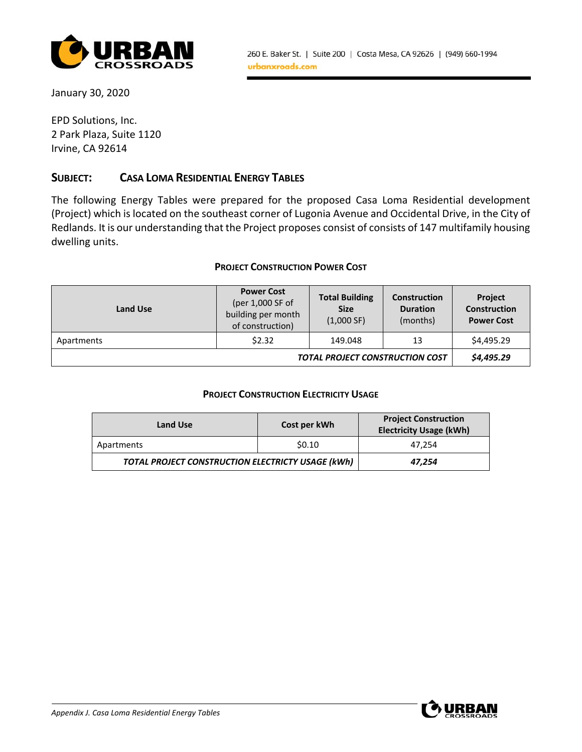260 E. Baker St. | Suite 200 | Costa Mesa, CA 92626 | (949) 660-1994
urbanxroads.com

January 30, 2020

EPD Solutions, Inc.
2 Park Plaza, Suite 1120
Irvine, CA 92614

**SUBJECT: CASA LOMA RESIDENTIAL ENERGY TABLES**

The following Energy Tables were prepared for the proposed Casa Loma Residential development (Project) which is located on the southeast corner of Lugonia Avenue and Occidental Drive, in the City of Redlands. It is our understanding that the Project proposes consist of consists of 147 multifamily housing dwelling units.

**PROJECT CONSTRUCTION POWER COST**

| Land Use | Power Cost (per 1,000 SF of building per month of construction) | Total Building Size (1,000 SF) | Construction Duration (months) | Project Construction Power Cost |
|---|---|---|---|---|
| Apartments | $2.32 | 149.048 | 13 | $4,495.29 |
| ***TOTAL PROJECT CONSTRUCTION COST*** | | | | ***$4,495.29*** |

**PROJECT CONSTRUCTION ELECTRICITY USAGE**

| Land Use | Cost per kWh | Project Construction Electricity Usage (kWh) |
|---|---|---|
| Apartments | $0.10 | 47,254 |
| ***TOTAL PROJECT CONSTRUCTION ELECTRICTY USAGE (kWh)*** | | ***47,254*** |

*Appendix J. Casa Loma Residential Energy Tables*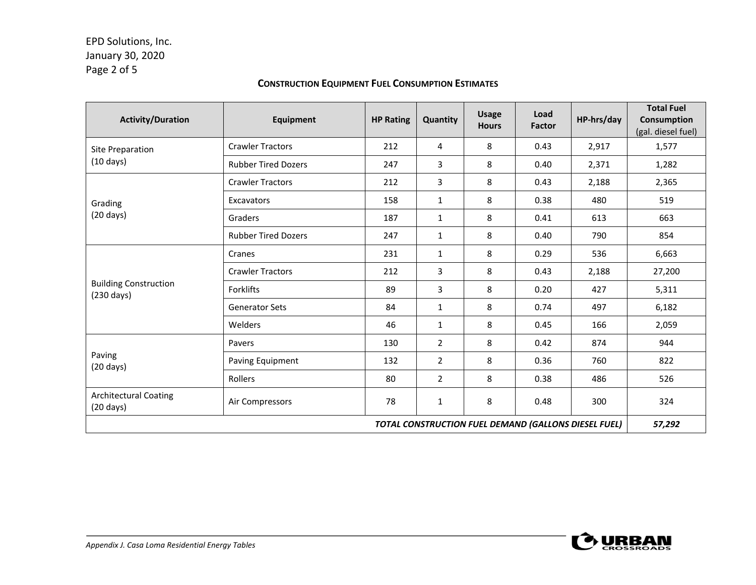EPD Solutions, Inc.
January 30, 2020

**Construction Equipment Fuel Consumption Estimates**

| Activity/Duration | Equipment | HP Rating | Quantity | Usage Hours | Load Factor | HP-hrs/day | Total Fuel Consumption (gal. diesel fuel) |
|---|---|---|---|---|---|---|---|
| Site Preparation (10 days) | Crawler Tractors | 212 | 4 | 8 | 0.43 | 2,917 | 1,577 |
| | Rubber Tired Dozers | 247 | 3 | 8 | 0.40 | 2,371 | 1,282 |
| Grading (20 days) | Crawler Tractors | 212 | 3 | 8 | 0.43 | 2,188 | 2,365 |
| | Excavators | 158 | 1 | 8 | 0.38 | 480 | 519 |
| | Graders | 187 | 1 | 8 | 0.41 | 613 | 663 |
| | Rubber Tired Dozers | 247 | 1 | 8 | 0.40 | 790 | 854 |
| Building Construction (230 days) | Cranes | 231 | 1 | 8 | 0.29 | 536 | 6,663 |
| | Crawler Tractors | 212 | 3 | 8 | 0.43 | 2,188 | 27,200 |
| | Forklifts | 89 | 3 | 8 | 0.20 | 427 | 5,311 |
| | Generator Sets | 84 | 1 | 8 | 0.74 | 497 | 6,182 |
| | Welders | 46 | 1 | 8 | 0.45 | 166 | 2,059 |
| Paving (20 days) | Pavers | 130 | 2 | 8 | 0.42 | 874 | 944 |
| | Paving Equipment | 132 | 2 | 8 | 0.36 | 760 | 822 |
| | Rollers | 80 | 2 | 8 | 0.38 | 486 | 526 |
| Architectural Coating (20 days) | Air Compressors | 78 | 1 | 8 | 0.48 | 300 | 324 |
| ***TOTAL CONSTRUCTION FUEL DEMAND (GALLONS DIESEL FUEL)*** | | | | | | | ***57,292*** |

*Appendix J. Casa Loma Residential Energy Tables*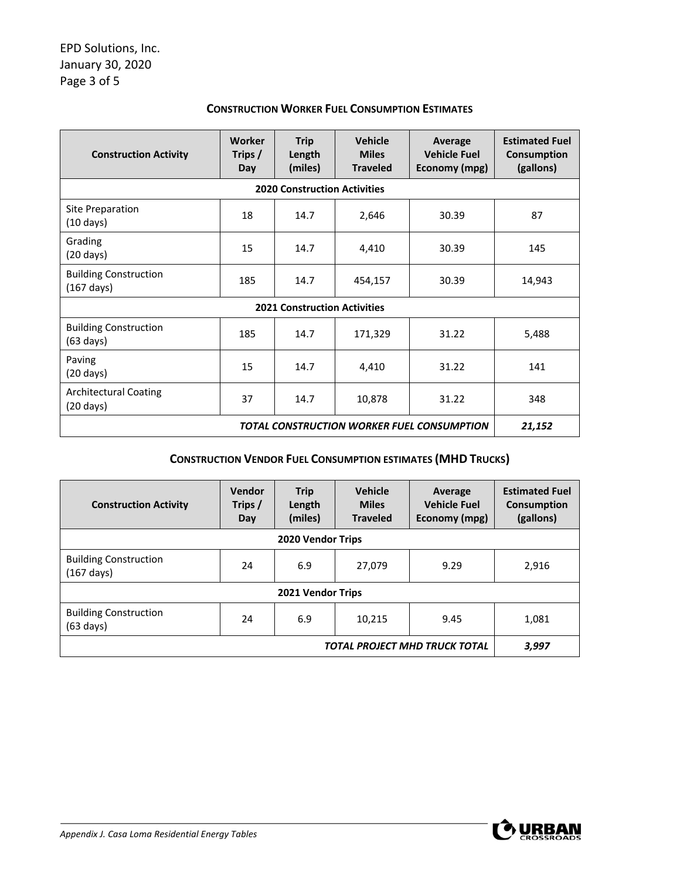**CONSTRUCTION WORKER FUEL CONSUMPTION ESTIMATES**

| Construction Activity | Worker Trips / Day | Trip Length (miles) | Vehicle Miles Traveled | Average Vehicle Fuel Economy (mpg) | Estimated Fuel Consumption (gallons) |
|---|---|---|---|---|---|
| **2020 Construction Activities** | | | | | |
| Site Preparation (10 days) | 18 | 14.7 | 2,646 | 30.39 | 87 |
| Grading (20 days) | 15 | 14.7 | 4,410 | 30.39 | 145 |
| Building Construction (167 days) | 185 | 14.7 | 454,157 | 30.39 | 14,943 |
| **2021 Construction Activities** | | | | | |
| Building Construction (63 days) | 185 | 14.7 | 171,329 | 31.22 | 5,488 |
| Paving (20 days) | 15 | 14.7 | 4,410 | 31.22 | 141 |
| Architectural Coating (20 days) | 37 | 14.7 | 10,878 | 31.22 | 348 |
| ***TOTAL CONSTRUCTION WORKER FUEL CONSUMPTION*** | | | | | ***21,152*** |

**CONSTRUCTION VENDOR FUEL CONSUMPTION ESTIMATES (MHD TRUCKS)**

| Construction Activity | Vendor Trips / Day | Trip Length (miles) | Vehicle Miles Traveled | Average Vehicle Fuel Economy (mpg) | Estimated Fuel Consumption (gallons) |
|---|---|---|---|---|---|
| **2020 Vendor Trips** | | | | | |
| Building Construction (167 days) | 24 | 6.9 | 27,079 | 9.29 | 2,916 |
| **2021 Vendor Trips** | | | | | |
| Building Construction (63 days) | 24 | 6.9 | 10,215 | 9.45 | 1,081 |
| ***TOTAL PROJECT MHD TRUCK TOTAL*** | | | | | ***3,997*** |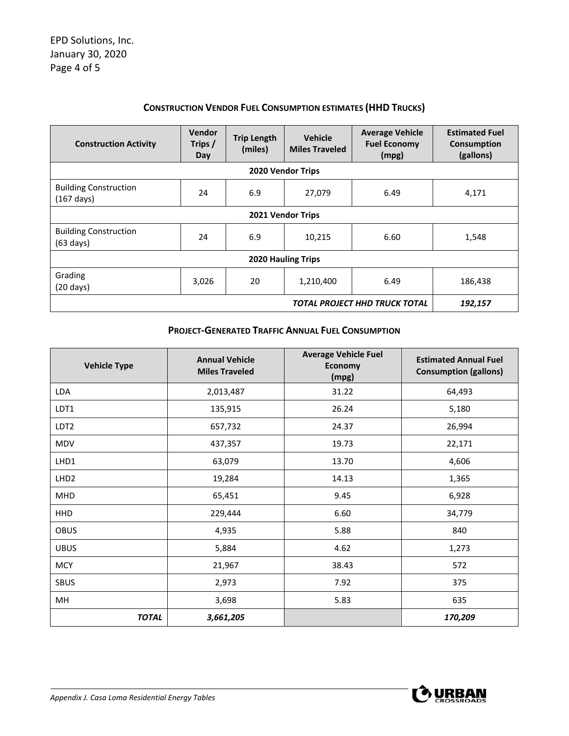### CONSTRUCTION VENDOR FUEL CONSUMPTION ESTIMATES (HHD TRUCKS)

| Construction Activity | Vendor Trips / Day | Trip Length (miles) | Vehicle Miles Traveled | Average Vehicle Fuel Economy (mpg) | Estimated Fuel Consumption (gallons) |
|---|---|---|---|---|---|
| **2020 Vendor Trips** | | | | | |
| Building Construction (167 days) | 24 | 6.9 | 27,079 | 6.49 | 4,171 |
| **2021 Vendor Trips** | | | | | |
| Building Construction (63 days) | 24 | 6.9 | 10,215 | 6.60 | 1,548 |
| **2020 Hauling Trips** | | | | | |
| Grading (20 days) | 3,026 | 20 | 1,210,400 | 6.49 | 186,438 |
| ***TOTAL PROJECT HHD TRUCK TOTAL*** | | | | | ***192,157*** |

### PROJECT-GENERATED TRAFFIC ANNUAL FUEL CONSUMPTION

| Vehicle Type | Annual Vehicle Miles Traveled | Average Vehicle Fuel Economy (mpg) | Estimated Annual Fuel Consumption (gallons) |
|---|---|---|---|
| LDA | 2,013,487 | 31.22 | 64,493 |
| LDT1 | 135,915 | 26.24 | 5,180 |
| LDT2 | 657,732 | 24.37 | 26,994 |
| MDV | 437,357 | 19.73 | 22,171 |
| LHD1 | 63,079 | 13.70 | 4,606 |
| LHD2 | 19,284 | 14.13 | 1,365 |
| MHD | 65,451 | 9.45 | 6,928 |
| HHD | 229,444 | 6.60 | 34,779 |
| OBUS | 4,935 | 5.88 | 840 |
| UBUS | 5,884 | 4.62 | 1,273 |
| MCY | 21,967 | 38.43 | 572 |
| SBUS | 2,973 | 7.92 | 375 |
| MH | 3,698 | 5.83 | 635 |
| ***TOTAL*** | ***3,661,205*** | | ***170,209*** |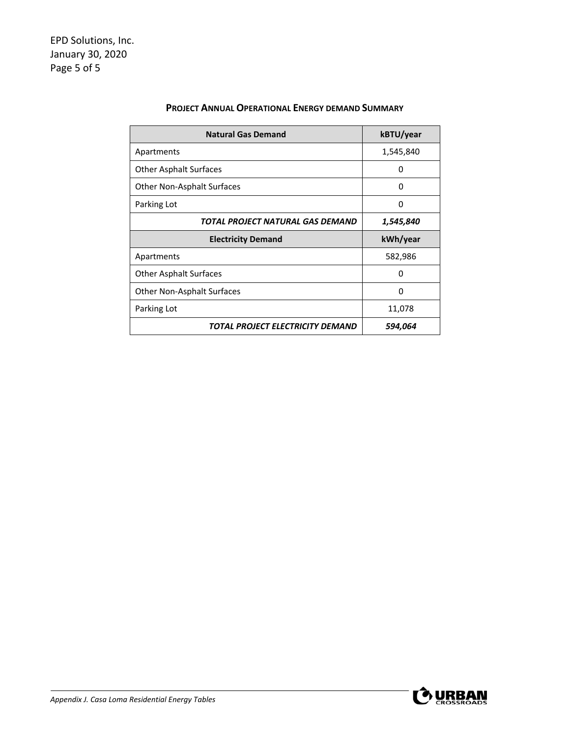## PROJECT ANNUAL OPERATIONAL ENERGY DEMAND SUMMARY

| Natural Gas Demand | kBTU/year |
| --- | --- |
| Apartments | 1,545,840 |
| Other Asphalt Surfaces | 0 |
| Other Non-Asphalt Surfaces | 0 |
| Parking Lot | 0 |
| ***TOTAL PROJECT NATURAL GAS DEMAND*** | ***1,545,840*** |
| **Electricity Demand** | **kWh/year** |
| Apartments | 582,986 |
| Other Asphalt Surfaces | 0 |
| Other Non-Asphalt Surfaces | 0 |
| Parking Lot | 11,078 |
| ***TOTAL PROJECT ELECTRICITY DEMAND*** | ***594,064*** |